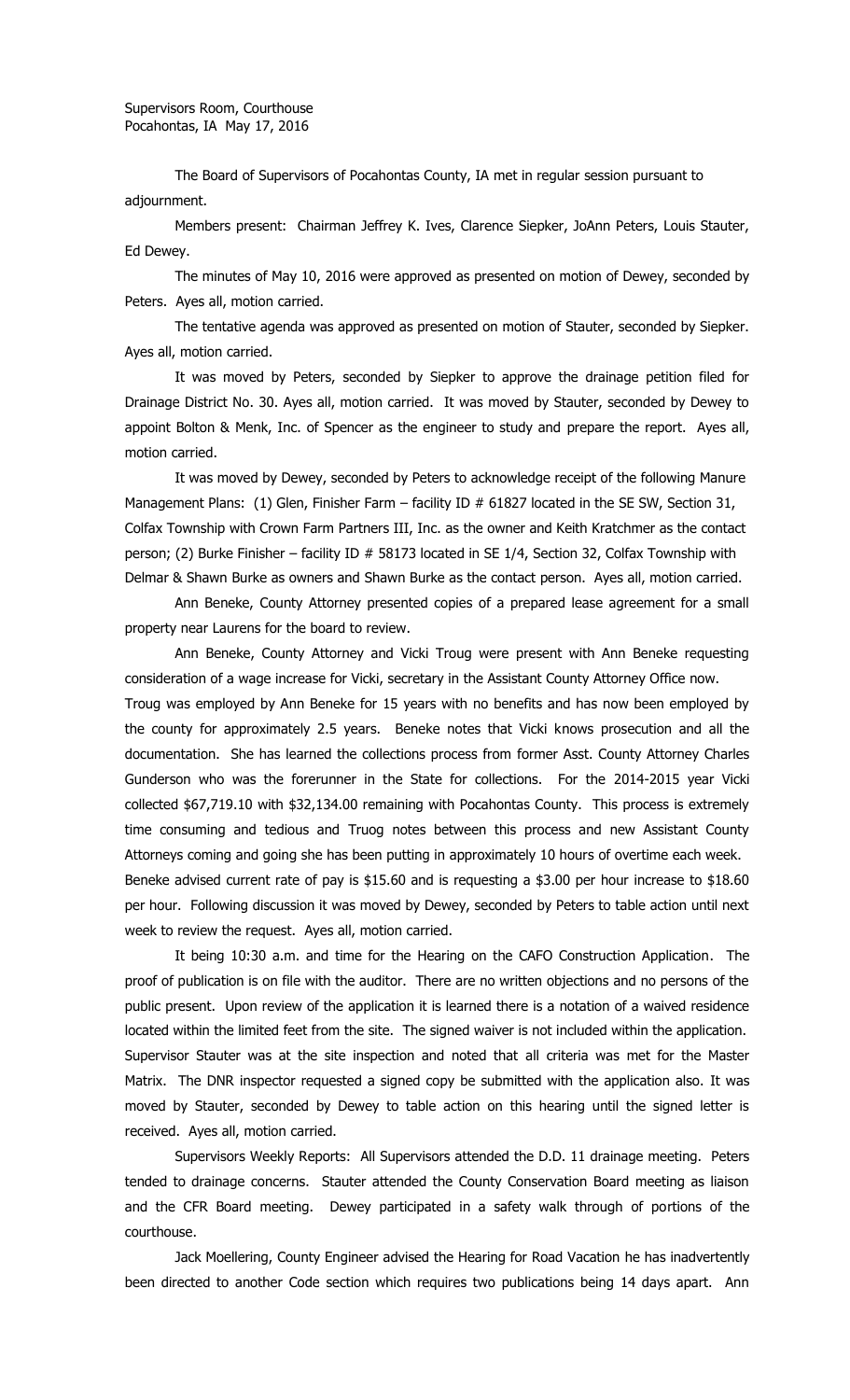Supervisors Room, Courthouse
Pocahontas, IA May 17, 2016

The Board of Supervisors of Pocahontas County, IA met in regular session pursuant to adjournment.

Members present: Chairman Jeffrey K. Ives, Clarence Siepker, JoAnn Peters, Louis Stauter, Ed Dewey.

The minutes of May 10, 2016 were approved as presented on motion of Dewey, seconded by Peters. Ayes all, motion carried.

The tentative agenda was approved as presented on motion of Stauter, seconded by Siepker. Ayes all, motion carried.

It was moved by Peters, seconded by Siepker to approve the drainage petition filed for Drainage District No. 30. Ayes all, motion carried. It was moved by Stauter, seconded by Dewey to appoint Bolton & Menk, Inc. of Spencer as the engineer to study and prepare the report. Ayes all, motion carried.

It was moved by Dewey, seconded by Peters to acknowledge receipt of the following Manure Management Plans: (1) Glen, Finisher Farm – facility ID # 61827 located in the SE SW, Section 31, Colfax Township with Crown Farm Partners III, Inc. as the owner and Keith Kratchmer as the contact person; (2) Burke Finisher – facility ID # 58173 located in SE 1/4, Section 32, Colfax Township with Delmar & Shawn Burke as owners and Shawn Burke as the contact person. Ayes all, motion carried.

Ann Beneke, County Attorney presented copies of a prepared lease agreement for a small property near Laurens for the board to review.

Ann Beneke, County Attorney and Vicki Troug were present with Ann Beneke requesting consideration of a wage increase for Vicki, secretary in the Assistant County Attorney Office now. Troug was employed by Ann Beneke for 15 years with no benefits and has now been employed by the county for approximately 2.5 years. Beneke notes that Vicki knows prosecution and all the documentation. She has learned the collections process from former Asst. County Attorney Charles Gunderson who was the forerunner in the State for collections. For the 2014-2015 year Vicki collected $67,719.10 with $32,134.00 remaining with Pocahontas County. This process is extremely time consuming and tedious and Truog notes between this process and new Assistant County Attorneys coming and going she has been putting in approximately 10 hours of overtime each week. Beneke advised current rate of pay is $15.60 and is requesting a $3.00 per hour increase to $18.60 per hour. Following discussion it was moved by Dewey, seconded by Peters to table action until next week to review the request. Ayes all, motion carried.

It being 10:30 a.m. and time for the Hearing on the CAFO Construction Application. The proof of publication is on file with the auditor. There are no written objections and no persons of the public present. Upon review of the application it is learned there is a notation of a waived residence located within the limited feet from the site. The signed waiver is not included within the application. Supervisor Stauter was at the site inspection and noted that all criteria was met for the Master Matrix. The DNR inspector requested a signed copy be submitted with the application also. It was moved by Stauter, seconded by Dewey to table action on this hearing until the signed letter is received. Ayes all, motion carried.

Supervisors Weekly Reports: All Supervisors attended the D.D. 11 drainage meeting. Peters tended to drainage concerns. Stauter attended the County Conservation Board meeting as liaison and the CFR Board meeting. Dewey participated in a safety walk through of portions of the courthouse.

Jack Moellering, County Engineer advised the Hearing for Road Vacation he has inadvertently been directed to another Code section which requires two publications being 14 days apart. Ann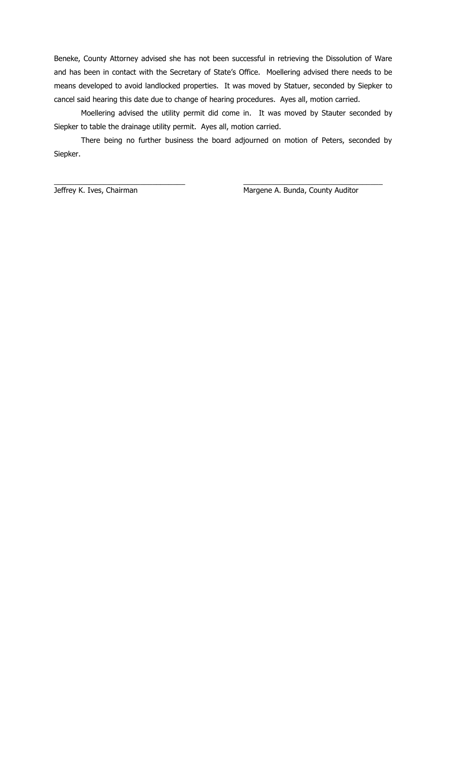Beneke, County Attorney advised she has not been successful in retrieving the Dissolution of Ware and has been in contact with the Secretary of State's Office. Moellering advised there needs to be means developed to avoid landlocked properties. It was moved by Statuer, seconded by Siepker to cancel said hearing this date due to change of hearing procedures. Ayes all, motion carried.

Moellering advised the utility permit did come in. It was moved by Stauter seconded by Siepker to table the drainage utility permit. Ayes all, motion carried.

There being no further business the board adjourned on motion of Peters, seconded by Siepker.

\_\_\_\_\_\_\_\_\_\_\_\_\_\_\_\_\_\_\_\_\_\_\_\_\_\_\_\_\_\_\_\_\_\_\_\_ \_\_\_\_\_\_\_\_\_\_\_\_\_\_\_\_\_\_\_\_\_\_\_\_\_\_\_\_\_\_\_\_\_\_\_\_

Jeffrey K. Ives, Chairman Margene A. Bunda, County Auditor